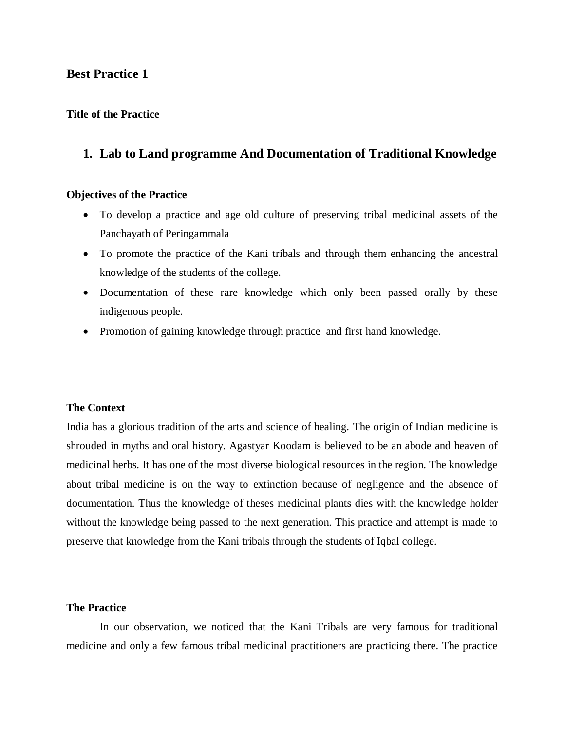## Best Practice 1

### Title of the Practice

### 1. Lab to Land programme And Documentation of Traditional Knowledge

**Objectives of the Practice**

- To develop a practice and age old culture of preserving tribal medicinal assets of the Panchayath of Peringammala
- To promote the practice of the Kani tribals and through them enhancing the ancestral knowledge of the students of the college.
- Documentation of these rare knowledge which only been passed orally by these indigenous people.
- Promotion of gaining knowledge through practice and first hand knowledge.

**The Context**

India has a glorious tradition of the arts and science of healing. The origin of Indian medicine is shrouded in myths and oral history. Agastyar Koodam is believed to be an abode and heaven of medicinal herbs. It has one of the most diverse biological resources in the region. The knowledge about tribal medicine is on the way to extinction because of negligence and the absence of documentation. Thus the knowledge of theses medicinal plants dies with the knowledge holder without the knowledge being passed to the next generation. This practice and attempt is made to preserve that knowledge from the Kani tribals through the students of Iqbal college.

**The Practice**

In our observation, we noticed that the Kani Tribals are very famous for traditional medicine and only a few famous tribal medicinal practitioners are practicing there. The practice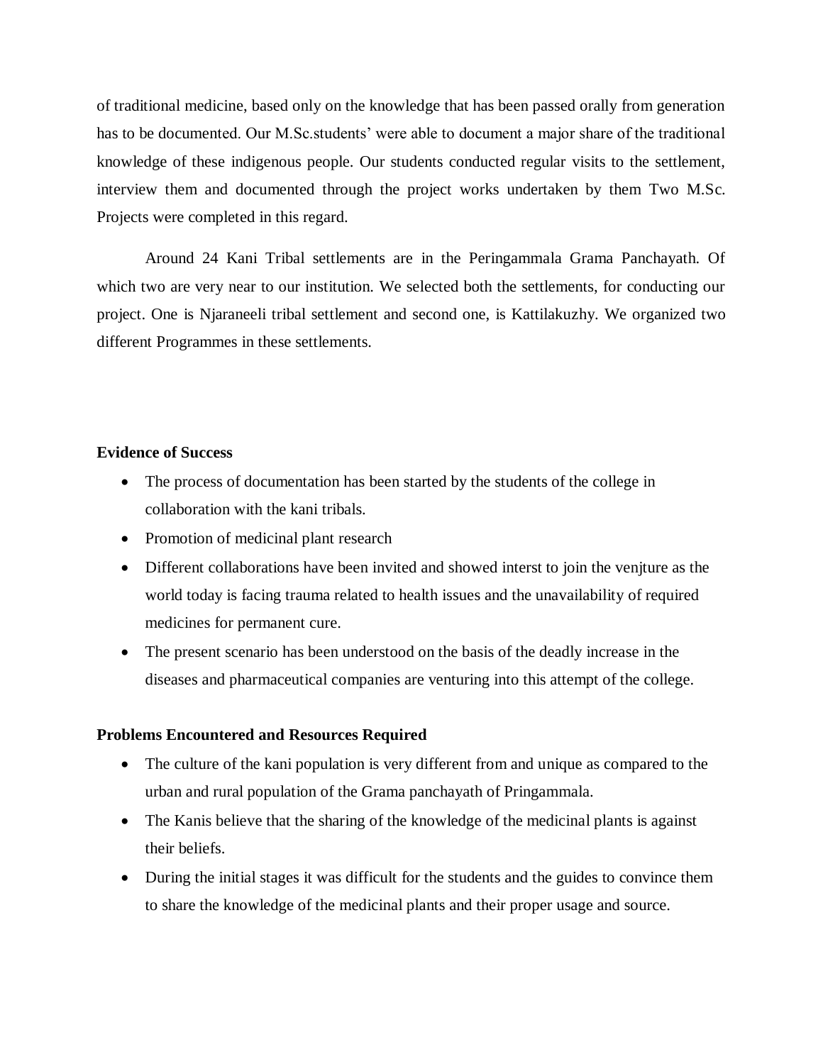of traditional medicine, based only on the knowledge that has been passed orally from generation has to be documented. Our M.Sc.students' were able to document a major share of the traditional knowledge of these indigenous people. Our students conducted regular visits to the settlement, interview them and documented through the project works undertaken by them Two M.Sc. Projects were completed in this regard.

Around 24 Kani Tribal settlements are in the Peringammala Grama Panchayath. Of which two are very near to our institution. We selected both the settlements, for conducting our project. One is Njaraneeli tribal settlement and second one, is Kattilakuzhy. We organized two different Programmes in these settlements.

**Evidence of Success**

- The process of documentation has been started by the students of the college in collaboration with the kani tribals.
- Promotion of medicinal plant research
- Different collaborations have been invited and showed interst to join the venjture as the world today is facing trauma related to health issues and the unavailability of required medicines for permanent cure.
- The present scenario has been understood on the basis of the deadly increase in the diseases and pharmaceutical companies are venturing into this attempt of the college.

**Problems Encountered and Resources Required**

- The culture of the kani population is very different from and unique as compared to the urban and rural population of the Grama panchayath of Pringammala.
- The Kanis believe that the sharing of the knowledge of the medicinal plants is against their beliefs.
- During the initial stages it was difficult for the students and the guides to convince them to share the knowledge of the medicinal plants and their proper usage and source.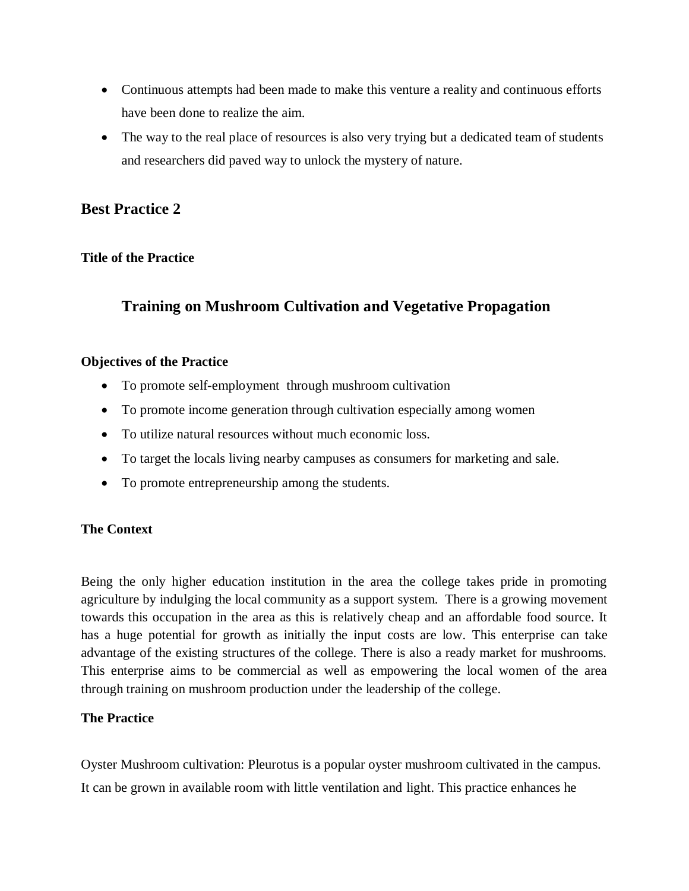- Continuous attempts had been made to make this venture a reality and continuous efforts have been done to realize the aim.
- The way to the real place of resources is also very trying but a dedicated team of students and researchers did paved way to unlock the mystery of nature.

## Best Practice 2

**Title of the Practice**

### Training on Mushroom Cultivation and Vegetative Propagation

**Objectives of the Practice**

- To promote self-employment through mushroom cultivation
- To promote income generation through cultivation especially among women
- To utilize natural resources without much economic loss.
- To target the locals living nearby campuses as consumers for marketing and sale.
- To promote entrepreneurship among the students.

**The Context**

Being the only higher education institution in the area the college takes pride in promoting agriculture by indulging the local community as a support system. There is a growing movement towards this occupation in the area as this is relatively cheap and an affordable food source. It has a huge potential for growth as initially the input costs are low. This enterprise can take advantage of the existing structures of the college. There is also a ready market for mushrooms. This enterprise aims to be commercial as well as empowering the local women of the area through training on mushroom production under the leadership of the college.

**The Practice**

Oyster Mushroom cultivation: Pleurotus is a popular oyster mushroom cultivated in the campus. It can be grown in available room with little ventilation and light. This practice enhances he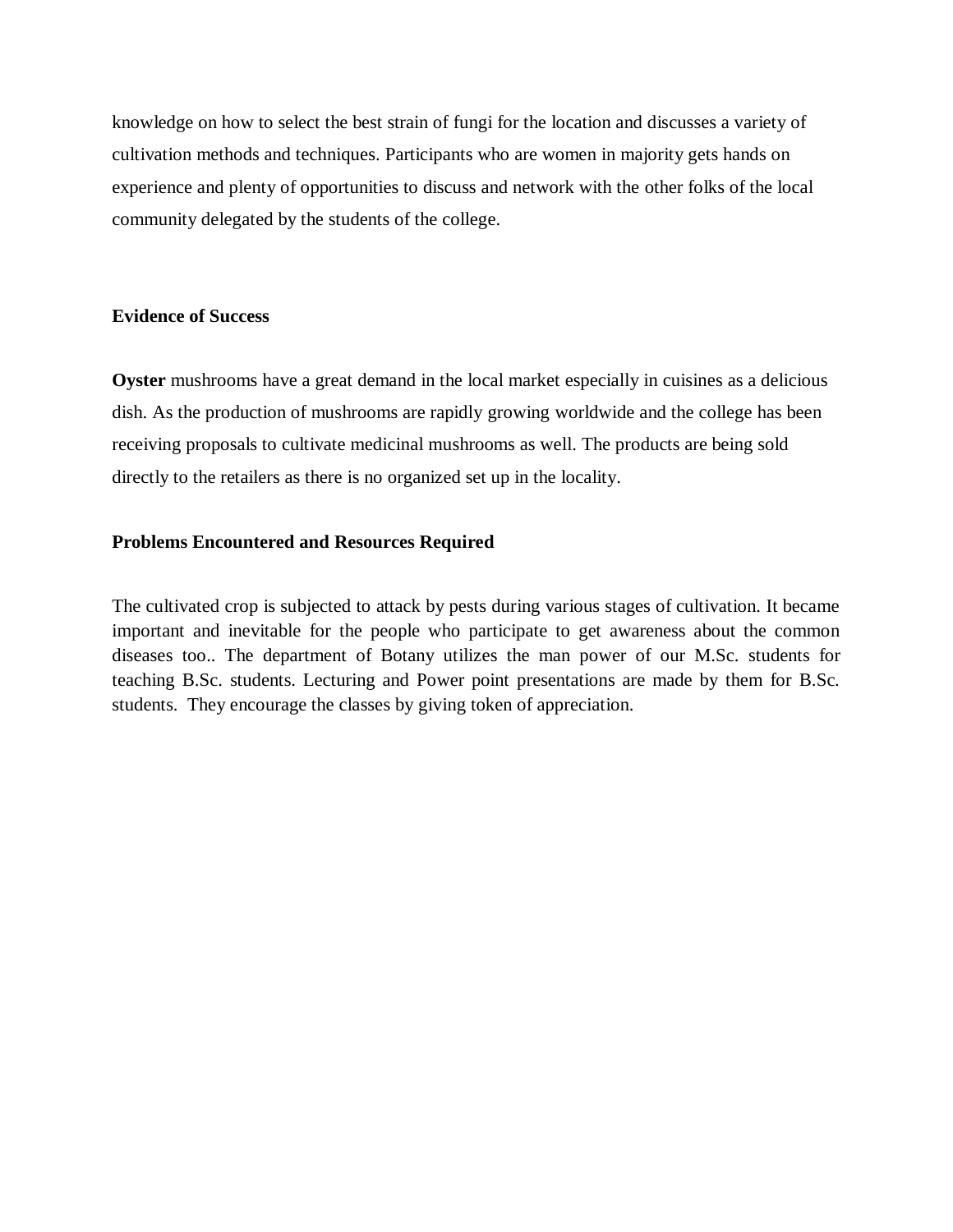knowledge on how to select the best strain of fungi for the location and discusses a variety of cultivation methods and techniques. Participants who are women in majority gets hands on experience and plenty of opportunities to discuss and network with the other folks of the local community delegated by the students of the college.

**Evidence of Success**

**Oyster** mushrooms have a great demand in the local market especially in cuisines as a delicious dish. As the production of mushrooms are rapidly growing worldwide and the college has been receiving proposals to cultivate medicinal mushrooms as well. The products are being sold directly to the retailers as there is no organized set up in the locality.

**Problems Encountered and Resources Required**

The cultivated crop is subjected to attack by pests during various stages of cultivation. It became important and inevitable for the people who participate to get awareness about the common diseases too.. The department of Botany utilizes the man power of our M.Sc. students for teaching B.Sc. students. Lecturing and Power point presentations are made by them for B.Sc. students. They encourage the classes by giving token of appreciation.